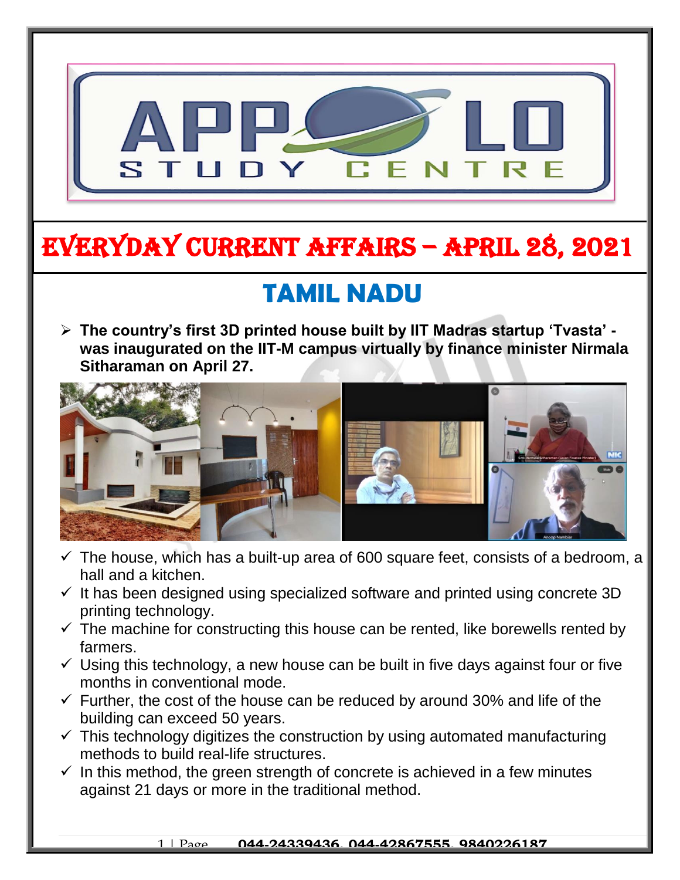# EVERYDAY CURRENT AFFAIRS – APRIL 28, 2021

## TAMIL NADU

- **The country's first 3D printed house built by IIT Madras startup 'Tvasta' - was inaugurated on the IIT-M campus virtually by finance minister Nirmala Sitharaman on April 27.**

  - ✓ The house, which has a built-up area of 600 square feet, consists of a bedroom, a hall and a kitchen.
  - ✓ It has been designed using specialized software and printed using concrete 3D printing technology.
  - ✓ The machine for constructing this house can be rented, like borewells rented by farmers.
  - ✓ Using this technology, a new house can be built in five days against four or five months in conventional mode.
  - ✓ Further, the cost of the house can be reduced by around 30% and life of the building can exceed 50 years.
  - ✓ This technology digitizes the construction by using automated manufacturing methods to build real-life structures.
  - ✓ In this method, the green strength of concrete is achieved in a few minutes against 21 days or more in the traditional method.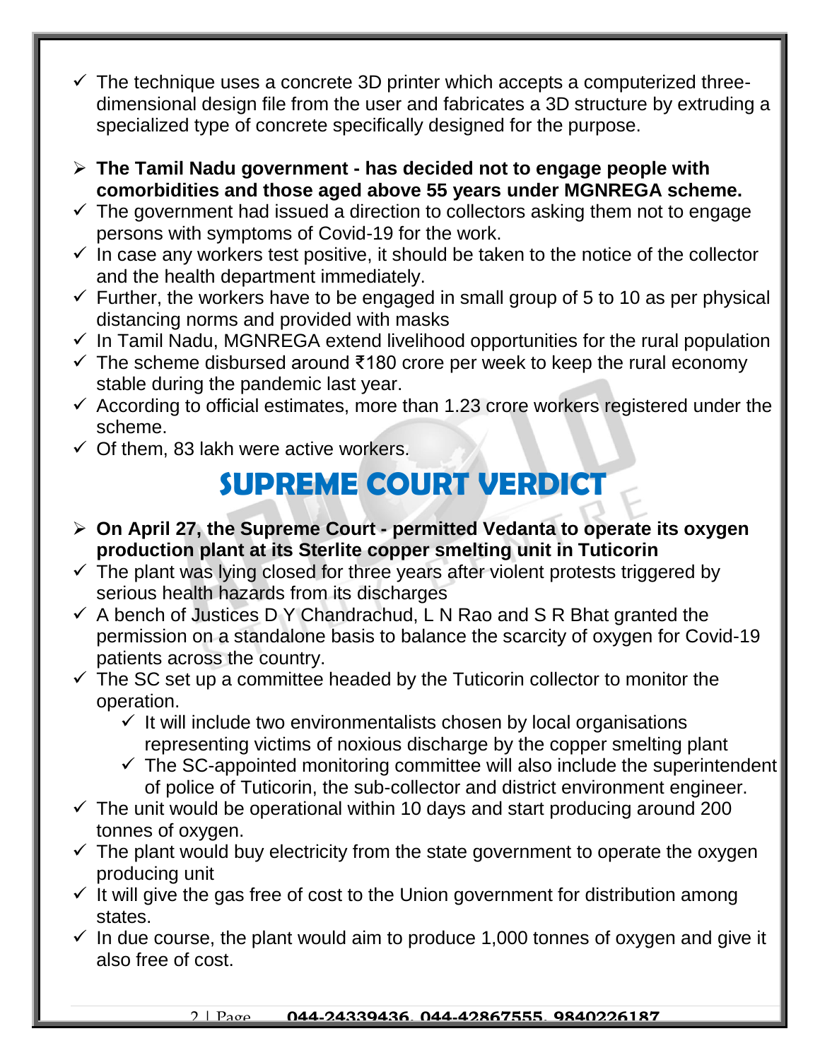- The technique uses a concrete 3D printer which accepts a computerized three-dimensional design file from the user and fabricates a 3D structure by extruding a specialized type of concrete specifically designed for the purpose.

- **The Tamil Nadu government - has decided not to engage people with comorbidities and those aged above 55 years under MGNREGA scheme.**
- The government had issued a direction to collectors asking them not to engage persons with symptoms of Covid-19 for the work.
- In case any workers test positive, it should be taken to the notice of the collector and the health department immediately.
- Further, the workers have to be engaged in small group of 5 to 10 as per physical distancing norms and provided with masks
- In Tamil Nadu, MGNREGA extend livelihood opportunities for the rural population
- The scheme disbursed around ₹180 crore per week to keep the rural economy stable during the pandemic last year.
- According to official estimates, more than 1.23 crore workers registered under the scheme.
- Of them, 83 lakh were active workers.

## SUPREME COURT VERDICT

- **On April 27, the Supreme Court - permitted Vedanta to operate its oxygen production plant at its Sterlite copper smelting unit in Tuticorin**
- The plant was lying closed for three years after violent protests triggered by serious health hazards from its discharges
- A bench of Justices D Y Chandrachud, L N Rao and S R Bhat granted the permission on a standalone basis to balance the scarcity of oxygen for Covid-19 patients across the country.
- The SC set up a committee headed by the Tuticorin collector to monitor the operation.
  - It will include two environmentalists chosen by local organisations representing victims of noxious discharge by the copper smelting plant
  - The SC-appointed monitoring committee will also include the superintendent of police of Tuticorin, the sub-collector and district environment engineer.
- The unit would be operational within 10 days and start producing around 200 tonnes of oxygen.
- The plant would buy electricity from the state government to operate the oxygen producing unit
- It will give the gas free of cost to the Union government for distribution among states.
- In due course, the plant would aim to produce 1,000 tonnes of oxygen and give it also free of cost.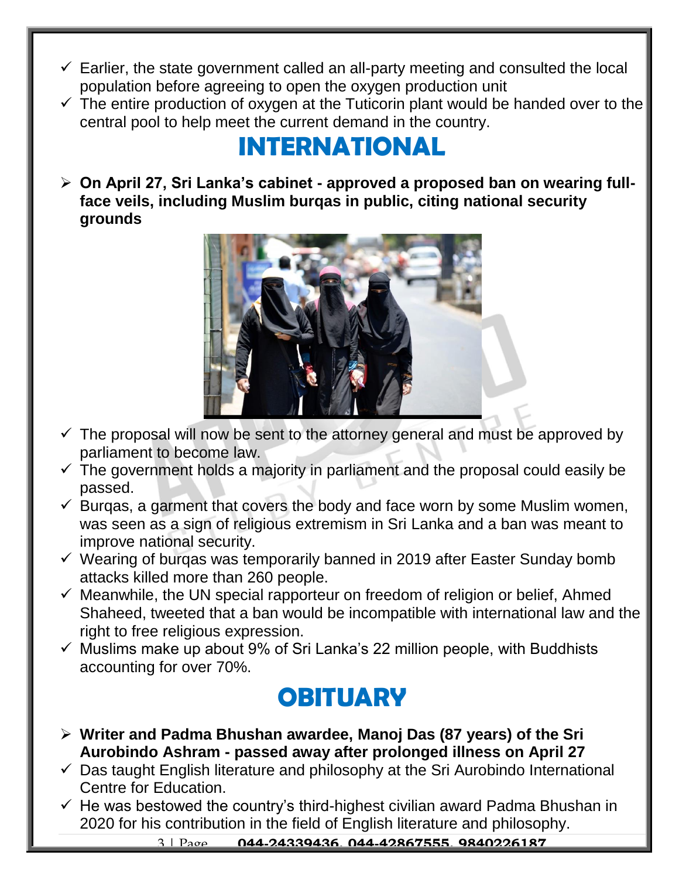- ✓ Earlier, the state government called an all-party meeting and consulted the local population before agreeing to open the oxygen production unit
- ✓ The entire production of oxygen at the Tuticorin plant would be handed over to the central pool to help meet the current demand in the country.

# INTERNATIONAL

- **On April 27, Sri Lanka's cabinet - approved a proposed ban on wearing full-face veils, including Muslim burqas in public, citing national security grounds**

- ✓ The proposal will now be sent to the attorney general and must be approved by parliament to become law.
- ✓ The government holds a majority in parliament and the proposal could easily be passed.
- ✓ Burqas, a garment that covers the body and face worn by some Muslim women, was seen as a sign of religious extremism in Sri Lanka and a ban was meant to improve national security.
- ✓ Wearing of burqas was temporarily banned in 2019 after Easter Sunday bomb attacks killed more than 260 people.
- ✓ Meanwhile, the UN special rapporteur on freedom of religion or belief, Ahmed Shaheed, tweeted that a ban would be incompatible with international law and the right to free religious expression.
- ✓ Muslims make up about 9% of Sri Lanka's 22 million people, with Buddhists accounting for over 70%.

# OBITUARY

- **Writer and Padma Bhushan awardee, Manoj Das (87 years) of the Sri Aurobindo Ashram - passed away after prolonged illness on April 27**
- ✓ Das taught English literature and philosophy at the Sri Aurobindo International Centre for Education.
- ✓ He was bestowed the country's third-highest civilian award Padma Bhushan in 2020 for his contribution in the field of English literature and philosophy.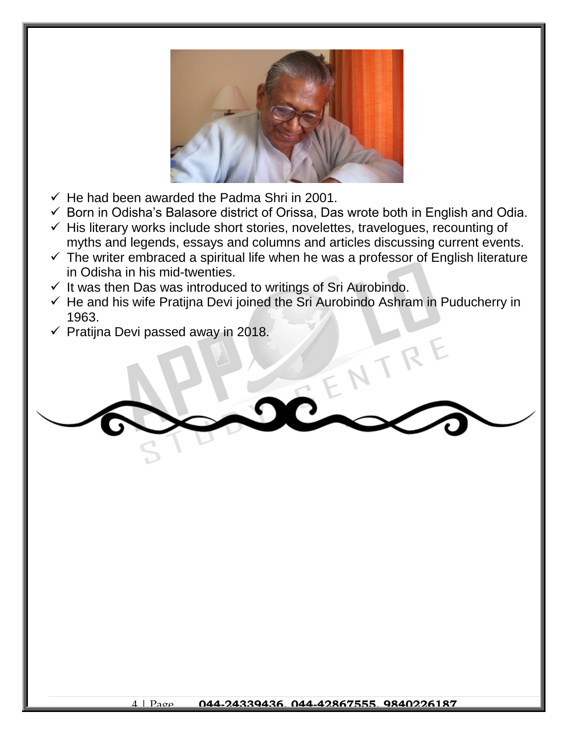- ✓ He had been awarded the Padma Shri in 2001.
- ✓ Born in Odisha's Balasore district of Orissa, Das wrote both in English and Odia.
- ✓ His literary works include short stories, novelettes, travelogues, recounting of myths and legends, essays and columns and articles discussing current events.
- ✓ The writer embraced a spiritual life when he was a professor of English literature in Odisha in his mid-twenties.
- ✓ It was then Das was introduced to writings of Sri Aurobindo.
- ✓ He and his wife Pratijna Devi joined the Sri Aurobindo Ashram in Puducherry in 1963.
- ✓ Pratijna Devi passed away in 2018.